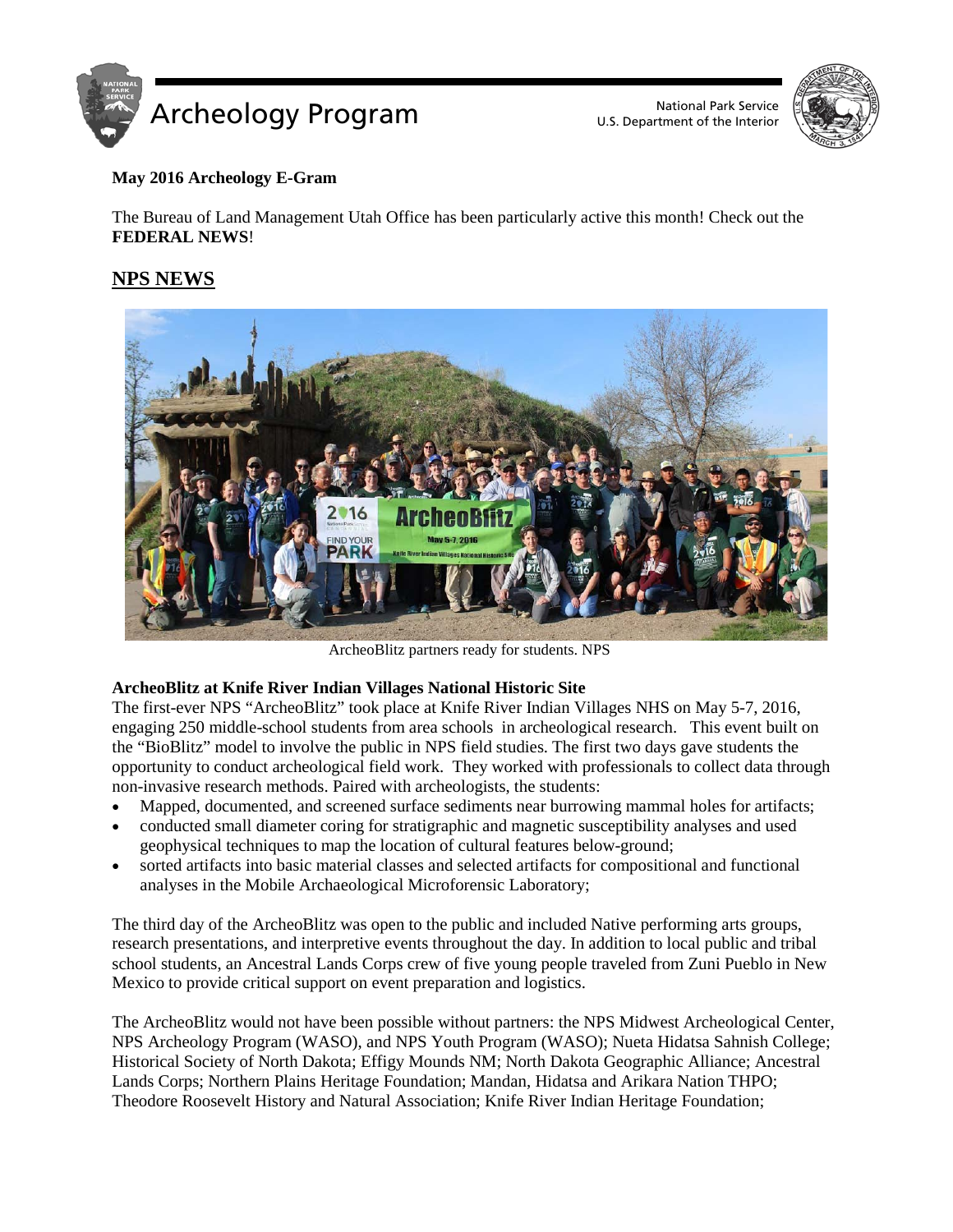# Archeology Program

National Park Service
U.S. Department of the Interior

**May 2016 Archeology E-Gram**

The Bureau of Land Management Utah Office has been particularly active this month! Check out the **FEDERAL NEWS**!

## NPS NEWS

ArcheoBlitz partners ready for students. NPS

### ArcheoBlitz at Knife River Indian Villages National Historic Site

The first-ever NPS "ArcheoBlitz" took place at Knife River Indian Villages NHS on May 5-7, 2016, engaging 250 middle-school students from area schools in archeological research. This event built on the "BioBlitz" model to involve the public in NPS field studies. The first two days gave students the opportunity to conduct archeological field work. They worked with professionals to collect data through non-invasive research methods. Paired with archeologists, the students:

- Mapped, documented, and screened surface sediments near burrowing mammal holes for artifacts;
- conducted small diameter coring for stratigraphic and magnetic susceptibility analyses and used geophysical techniques to map the location of cultural features below-ground;
- sorted artifacts into basic material classes and selected artifacts for compositional and functional analyses in the Mobile Archaeological Microforensic Laboratory;

The third day of the ArcheoBlitz was open to the public and included Native performing arts groups, research presentations, and interpretive events throughout the day. In addition to local public and tribal school students, an Ancestral Lands Corps crew of five young people traveled from Zuni Pueblo in New Mexico to provide critical support on event preparation and logistics.

The ArcheoBlitz would not have been possible without partners: the NPS Midwest Archeological Center, NPS Archeology Program (WASO), and NPS Youth Program (WASO); Nueta Hidatsa Sahnish College; Historical Society of North Dakota; Effigy Mounds NM; North Dakota Geographic Alliance; Ancestral Lands Corps; Northern Plains Heritage Foundation; Mandan, Hidatsa and Arikara Nation THPO; Theodore Roosevelt History and Natural Association; Knife River Indian Heritage Foundation;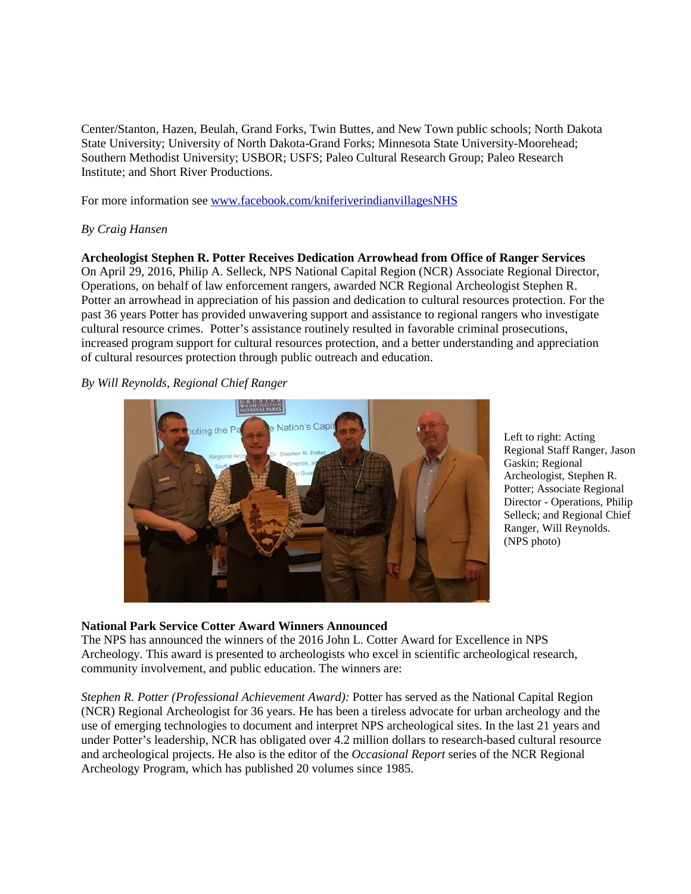Center/Stanton, Hazen, Beulah, Grand Forks, Twin Buttes, and New Town public schools; North Dakota State University; University of North Dakota-Grand Forks; Minnesota State University-Moorehead; Southern Methodist University; USBOR; USFS; Paleo Cultural Research Group; Paleo Research Institute; and Short River Productions.

For more information see [www.facebook.com/kniferiverindianvillagesNHS](www.facebook.com/kniferiverindianvillagesNHS)

*By Craig Hansen*

**Archeologist Stephen R. Potter Receives Dedication Arrowhead from Office of Ranger Services**

On April 29, 2016, Philip A. Selleck, NPS National Capital Region (NCR) Associate Regional Director, Operations, on behalf of law enforcement rangers, awarded NCR Regional Archeologist Stephen R. Potter an arrowhead in appreciation of his passion and dedication to cultural resources protection. For the past 36 years Potter has provided unwavering support and assistance to regional rangers who investigate cultural resource crimes. Potter's assistance routinely resulted in favorable criminal prosecutions, increased program support for cultural resources protection, and a better understanding and appreciation of cultural resources protection through public outreach and education.

*By Will Reynolds, Regional Chief Ranger*

Left to right: Acting Regional Staff Ranger, Jason Gaskin; Regional Archeologist, Stephen R. Potter; Associate Regional Director - Operations, Philip Selleck; and Regional Chief Ranger, Will Reynolds. (NPS photo)

**National Park Service Cotter Award Winners Announced**

The NPS has announced the winners of the 2016 John L. Cotter Award for Excellence in NPS Archeology. This award is presented to archeologists who excel in scientific archeological research, community involvement, and public education. The winners are:

*Stephen R. Potter (Professional Achievement Award):* Potter has served as the National Capital Region (NCR) Regional Archeologist for 36 years. He has been a tireless advocate for urban archeology and the use of emerging technologies to document and interpret NPS archeological sites. In the last 21 years and under Potter's leadership, NCR has obligated over 4.2 million dollars to research-based cultural resource and archeological projects. He also is the editor of the *Occasional Report* series of the NCR Regional Archeology Program, which has published 20 volumes since 1985.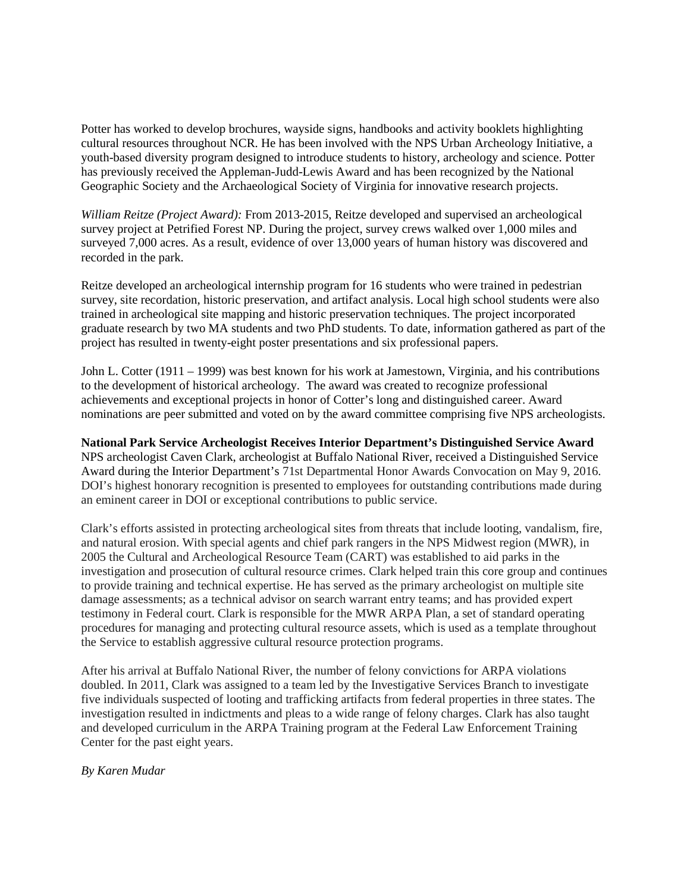Potter has worked to develop brochures, wayside signs, handbooks and activity booklets highlighting cultural resources throughout NCR. He has been involved with the NPS Urban Archeology Initiative, a youth-based diversity program designed to introduce students to history, archeology and science. Potter has previously received the Appleman-Judd-Lewis Award and has been recognized by the National Geographic Society and the Archaeological Society of Virginia for innovative research projects.

*William Reitze (Project Award):* From 2013-2015, Reitze developed and supervised an archeological survey project at Petrified Forest NP. During the project, survey crews walked over 1,000 miles and surveyed 7,000 acres. As a result, evidence of over 13,000 years of human history was discovered and recorded in the park.

Reitze developed an archeological internship program for 16 students who were trained in pedestrian survey, site recordation, historic preservation, and artifact analysis. Local high school students were also trained in archeological site mapping and historic preservation techniques. The project incorporated graduate research by two MA students and two PhD students. To date, information gathered as part of the project has resulted in twenty-eight poster presentations and six professional papers.

John L. Cotter (1911 – 1999) was best known for his work at Jamestown, Virginia, and his contributions to the development of historical archeology. The award was created to recognize professional achievements and exceptional projects in honor of Cotter's long and distinguished career. Award nominations are peer submitted and voted on by the award committee comprising five NPS archeologists.

**National Park Service Archeologist Receives Interior Department's Distinguished Service Award**

NPS archeologist Caven Clark, archeologist at Buffalo National River, received a Distinguished Service Award during the Interior Department's 71st Departmental Honor Awards Convocation on May 9, 2016. DOI's highest honorary recognition is presented to employees for outstanding contributions made during an eminent career in DOI or exceptional contributions to public service.

Clark's efforts assisted in protecting archeological sites from threats that include looting, vandalism, fire, and natural erosion. With special agents and chief park rangers in the NPS Midwest region (MWR), in 2005 the Cultural and Archeological Resource Team (CART) was established to aid parks in the investigation and prosecution of cultural resource crimes. Clark helped train this core group and continues to provide training and technical expertise. He has served as the primary archeologist on multiple site damage assessments; as a technical advisor on search warrant entry teams; and has provided expert testimony in Federal court. Clark is responsible for the MWR ARPA Plan, a set of standard operating procedures for managing and protecting cultural resource assets, which is used as a template throughout the Service to establish aggressive cultural resource protection programs.

After his arrival at Buffalo National River, the number of felony convictions for ARPA violations doubled. In 2011, Clark was assigned to a team led by the Investigative Services Branch to investigate five individuals suspected of looting and trafficking artifacts from federal properties in three states. The investigation resulted in indictments and pleas to a wide range of felony charges. Clark has also taught and developed curriculum in the ARPA Training program at the Federal Law Enforcement Training Center for the past eight years.

*By Karen Mudar*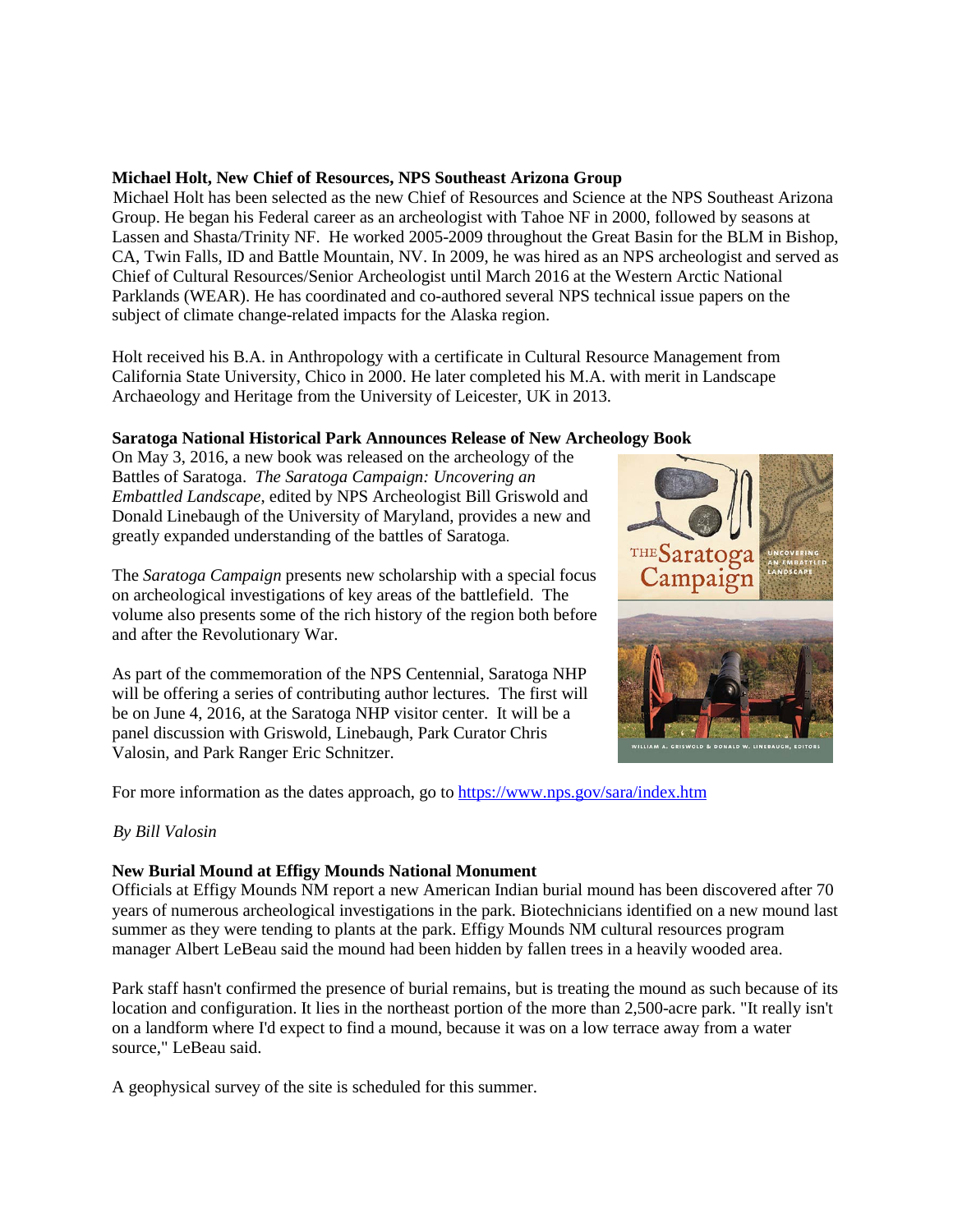**Michael Holt, New Chief of Resources, NPS Southeast Arizona Group**

Michael Holt has been selected as the new Chief of Resources and Science at the NPS Southeast Arizona Group. He began his Federal career as an archeologist with Tahoe NF in 2000, followed by seasons at Lassen and Shasta/Trinity NF. He worked 2005-2009 throughout the Great Basin for the BLM in Bishop, CA, Twin Falls, ID and Battle Mountain, NV. In 2009, he was hired as an NPS archeologist and served as Chief of Cultural Resources/Senior Archeologist until March 2016 at the Western Arctic National Parklands (WEAR). He has coordinated and co-authored several NPS technical issue papers on the subject of climate change-related impacts for the Alaska region.

Holt received his B.A. in Anthropology with a certificate in Cultural Resource Management from California State University, Chico in 2000. He later completed his M.A. with merit in Landscape Archaeology and Heritage from the University of Leicester, UK in 2013.

**Saratoga National Historical Park Announces Release of New Archeology Book**

On May 3, 2016, a new book was released on the archeology of the Battles of Saratoga. *The Saratoga Campaign: Uncovering an Embattled Landscape*, edited by NPS Archeologist Bill Griswold and Donald Linebaugh of the University of Maryland, provides a new and greatly expanded understanding of the battles of Saratoga.

The *Saratoga Campaign* presents new scholarship with a special focus on archeological investigations of key areas of the battlefield. The volume also presents some of the rich history of the region both before and after the Revolutionary War.

As part of the commemoration of the NPS Centennial, Saratoga NHP will be offering a series of contributing author lectures. The first will be on June 4, 2016, at the Saratoga NHP visitor center. It will be a panel discussion with Griswold, Linebaugh, Park Curator Chris Valosin, and Park Ranger Eric Schnitzer.

For more information as the dates approach, go to [https://www.nps.gov/sara/index.htm](https://www.nps.gov/sara/index.htm)

*By Bill Valosin*

**New Burial Mound at Effigy Mounds National Monument**

Officials at Effigy Mounds NM report a new American Indian burial mound has been discovered after 70 years of numerous archeological investigations in the park. Biotechnicians identified on a new mound last summer as they were tending to plants at the park. Effigy Mounds NM cultural resources program manager Albert LeBeau said the mound had been hidden by fallen trees in a heavily wooded area.

Park staff hasn't confirmed the presence of burial remains, but is treating the mound as such because of its location and configuration. It lies in the northeast portion of the more than 2,500-acre park. "It really isn't on a landform where I'd expect to find a mound, because it was on a low terrace away from a water source," LeBeau said.

A geophysical survey of the site is scheduled for this summer.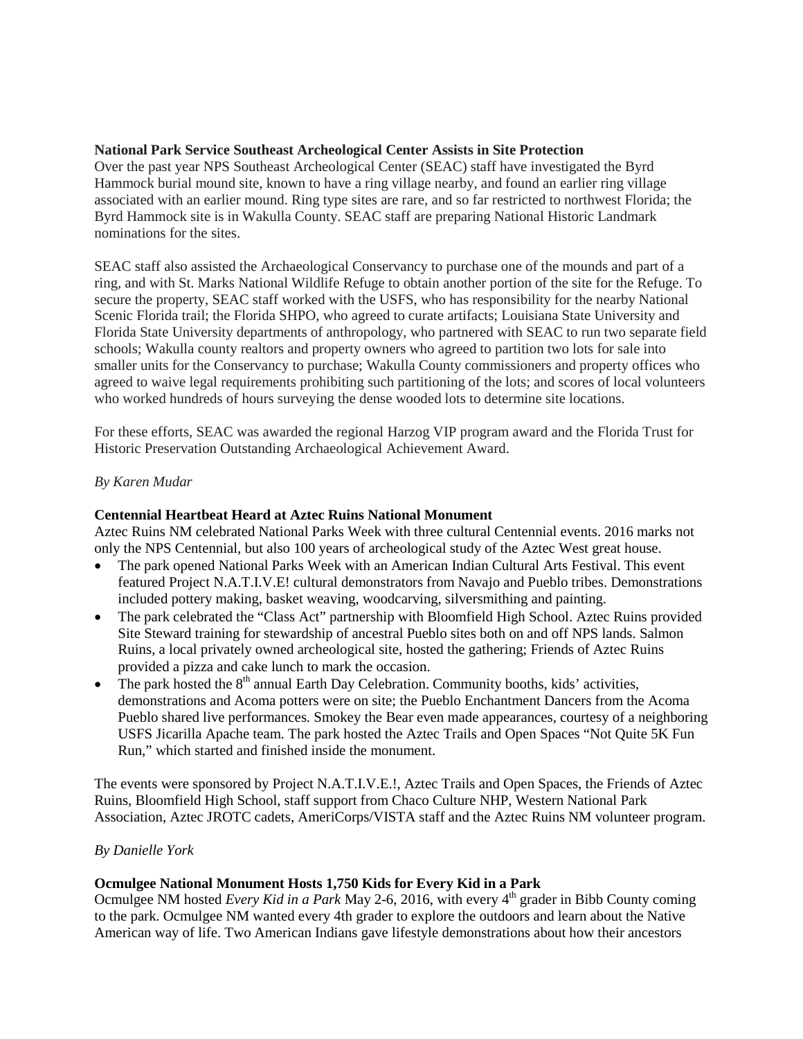**National Park Service Southeast Archeological Center Assists in Site Protection**

Over the past year NPS Southeast Archeological Center (SEAC) staff have investigated the Byrd Hammock burial mound site, known to have a ring village nearby, and found an earlier ring village associated with an earlier mound. Ring type sites are rare, and so far restricted to northwest Florida; the Byrd Hammock site is in Wakulla County. SEAC staff are preparing National Historic Landmark nominations for the sites.

SEAC staff also assisted the Archaeological Conservancy to purchase one of the mounds and part of a ring, and with St. Marks National Wildlife Refuge to obtain another portion of the site for the Refuge. To secure the property, SEAC staff worked with the USFS, who has responsibility for the nearby National Scenic Florida trail; the Florida SHPO, who agreed to curate artifacts; Louisiana State University and Florida State University departments of anthropology, who partnered with SEAC to run two separate field schools; Wakulla county realtors and property owners who agreed to partition two lots for sale into smaller units for the Conservancy to purchase; Wakulla County commissioners and property offices who agreed to waive legal requirements prohibiting such partitioning of the lots; and scores of local volunteers who worked hundreds of hours surveying the dense wooded lots to determine site locations.

For these efforts, SEAC was awarded the regional Harzog VIP program award and the Florida Trust for Historic Preservation Outstanding Archaeological Achievement Award.

*By Karen Mudar*

**Centennial Heartbeat Heard at Aztec Ruins National Monument**

Aztec Ruins NM celebrated National Parks Week with three cultural Centennial events. 2016 marks not only the NPS Centennial, but also 100 years of archeological study of the Aztec West great house.

- The park opened National Parks Week with an American Indian Cultural Arts Festival. This event featured Project N.A.T.I.V.E! cultural demonstrators from Navajo and Pueblo tribes. Demonstrations included pottery making, basket weaving, woodcarving, silversmithing and painting.
- The park celebrated the "Class Act" partnership with Bloomfield High School. Aztec Ruins provided Site Steward training for stewardship of ancestral Pueblo sites both on and off NPS lands. Salmon Ruins, a local privately owned archeological site, hosted the gathering; Friends of Aztec Ruins provided a pizza and cake lunch to mark the occasion.
- The park hosted the 8th annual Earth Day Celebration. Community booths, kids' activities, demonstrations and Acoma potters were on site; the Pueblo Enchantment Dancers from the Acoma Pueblo shared live performances. Smokey the Bear even made appearances, courtesy of a neighboring USFS Jicarilla Apache team. The park hosted the Aztec Trails and Open Spaces "Not Quite 5K Fun Run," which started and finished inside the monument.

The events were sponsored by Project N.A.T.I.V.E.!, Aztec Trails and Open Spaces, the Friends of Aztec Ruins, Bloomfield High School, staff support from Chaco Culture NHP, Western National Park Association, Aztec JROTC cadets, AmeriCorps/VISTA staff and the Aztec Ruins NM volunteer program.

*By Danielle York*

**Ocmulgee National Monument Hosts 1,750 Kids for Every Kid in a Park**

Ocmulgee NM hosted *Every Kid in a Park* May 2-6, 2016, with every 4th grader in Bibb County coming to the park. Ocmulgee NM wanted every 4th grader to explore the outdoors and learn about the Native American way of life. Two American Indians gave lifestyle demonstrations about how their ancestors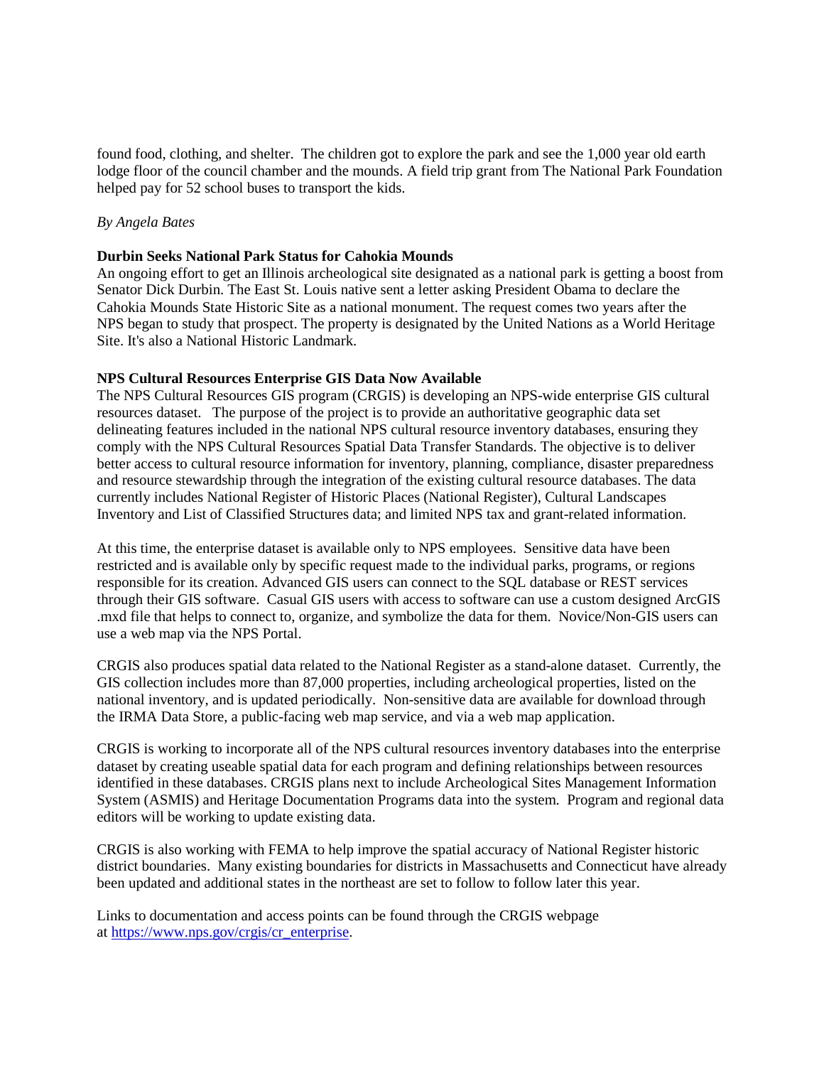found food, clothing, and shelter. The children got to explore the park and see the 1,000 year old earth lodge floor of the council chamber and the mounds. A field trip grant from The National Park Foundation helped pay for 52 school buses to transport the kids.

*By Angela Bates*

**Durbin Seeks National Park Status for Cahokia Mounds**

An ongoing effort to get an Illinois archeological site designated as a national park is getting a boost from Senator Dick Durbin. The East St. Louis native sent a letter asking President Obama to declare the Cahokia Mounds State Historic Site as a national monument. The request comes two years after the NPS began to study that prospect. The property is designated by the United Nations as a World Heritage Site. It's also a National Historic Landmark.

**NPS Cultural Resources Enterprise GIS Data Now Available**

The NPS Cultural Resources GIS program (CRGIS) is developing an NPS-wide enterprise GIS cultural resources dataset. The purpose of the project is to provide an authoritative geographic data set delineating features included in the national NPS cultural resource inventory databases, ensuring they comply with the NPS Cultural Resources Spatial Data Transfer Standards. The objective is to deliver better access to cultural resource information for inventory, planning, compliance, disaster preparedness and resource stewardship through the integration of the existing cultural resource databases. The data currently includes National Register of Historic Places (National Register), Cultural Landscapes Inventory and List of Classified Structures data; and limited NPS tax and grant-related information.

At this time, the enterprise dataset is available only to NPS employees. Sensitive data have been restricted and is available only by specific request made to the individual parks, programs, or regions responsible for its creation. Advanced GIS users can connect to the SQL database or REST services through their GIS software. Casual GIS users with access to software can use a custom designed ArcGIS .mxd file that helps to connect to, organize, and symbolize the data for them. Novice/Non-GIS users can use a web map via the NPS Portal.

CRGIS also produces spatial data related to the National Register as a stand-alone dataset. Currently, the GIS collection includes more than 87,000 properties, including archeological properties, listed on the national inventory, and is updated periodically. Non-sensitive data are available for download through the IRMA Data Store, a public-facing web map service, and via a web map application.

CRGIS is working to incorporate all of the NPS cultural resources inventory databases into the enterprise dataset by creating useable spatial data for each program and defining relationships between resources identified in these databases. CRGIS plans next to include Archeological Sites Management Information System (ASMIS) and Heritage Documentation Programs data into the system. Program and regional data editors will be working to update existing data.

CRGIS is also working with FEMA to help improve the spatial accuracy of National Register historic district boundaries. Many existing boundaries for districts in Massachusetts and Connecticut have already been updated and additional states in the northeast are set to follow to follow later this year.

Links to documentation and access points can be found through the CRGIS webpage at [https://www.nps.gov/crgis/cr_enterprise](https://www.nps.gov/crgis/cr_enterprise).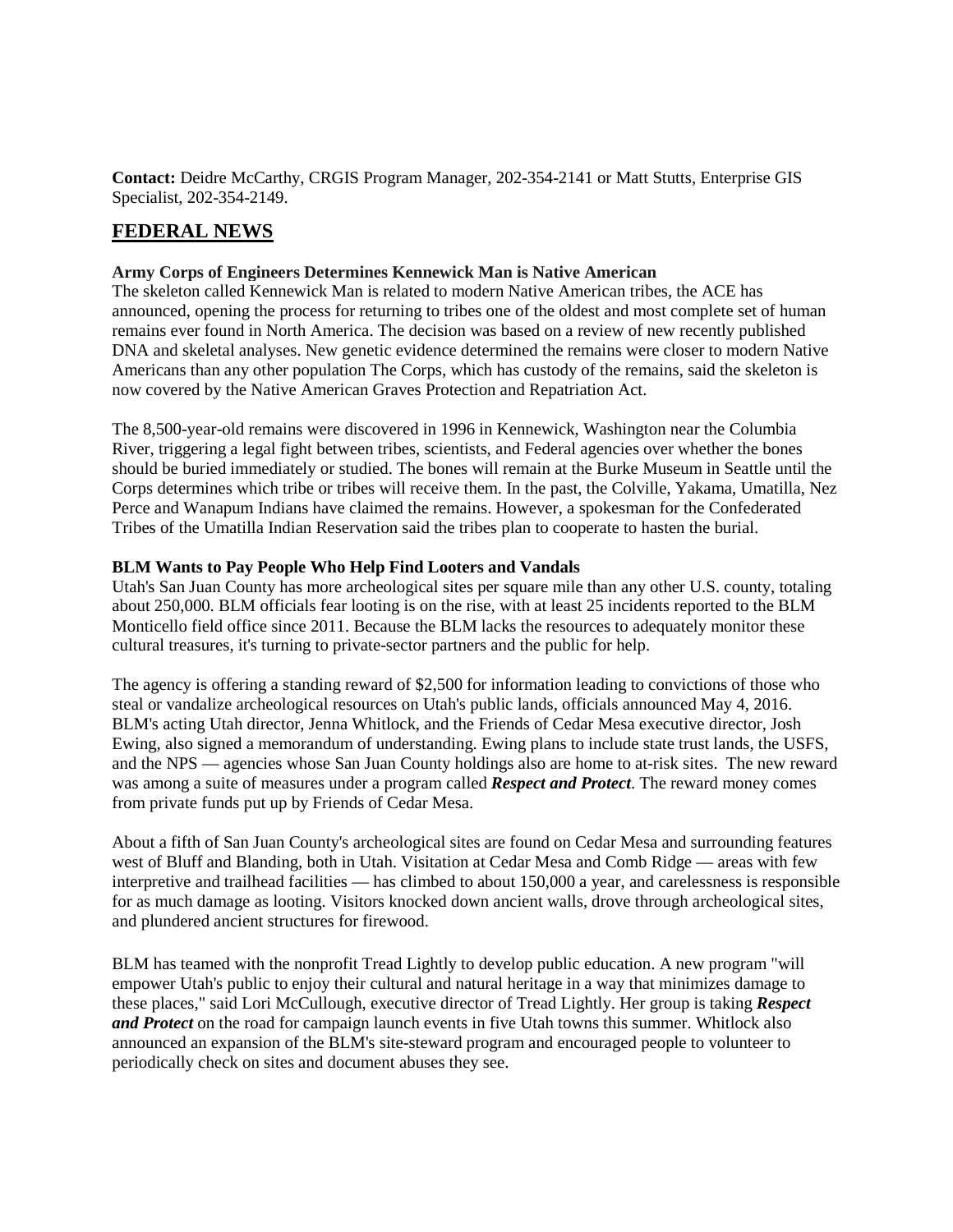**Contact:** Deidre McCarthy, CRGIS Program Manager, 202-354-2141 or Matt Stutts, Enterprise GIS Specialist, 202-354-2149.

## FEDERAL NEWS

**Army Corps of Engineers Determines Kennewick Man is Native American**

The skeleton called Kennewick Man is related to modern Native American tribes, the ACE has announced, opening the process for returning to tribes one of the oldest and most complete set of human remains ever found in North America. The decision was based on a review of new recently published DNA and skeletal analyses. New genetic evidence determined the remains were closer to modern Native Americans than any other population The Corps, which has custody of the remains, said the skeleton is now covered by the Native American Graves Protection and Repatriation Act.

The 8,500-year-old remains were discovered in 1996 in Kennewick, Washington near the Columbia River, triggering a legal fight between tribes, scientists, and Federal agencies over whether the bones should be buried immediately or studied. The bones will remain at the Burke Museum in Seattle until the Corps determines which tribe or tribes will receive them. In the past, the Colville, Yakama, Umatilla, Nez Perce and Wanapum Indians have claimed the remains. However, a spokesman for the Confederated Tribes of the Umatilla Indian Reservation said the tribes plan to cooperate to hasten the burial.

**BLM Wants to Pay People Who Help Find Looters and Vandals**

Utah's San Juan County has more archeological sites per square mile than any other U.S. county, totaling about 250,000. BLM officials fear looting is on the rise, with at least 25 incidents reported to the BLM Monticello field office since 2011. Because the BLM lacks the resources to adequately monitor these cultural treasures, it's turning to private-sector partners and the public for help.

The agency is offering a standing reward of $2,500 for information leading to convictions of those who steal or vandalize archeological resources on Utah's public lands, officials announced May 4, 2016. BLM's acting Utah director, Jenna Whitlock, and the Friends of Cedar Mesa executive director, Josh Ewing, also signed a memorandum of understanding. Ewing plans to include state trust lands, the USFS, and the NPS — agencies whose San Juan County holdings also are home to at-risk sites. The new reward was among a suite of measures under a program called ***Respect and Protect***. The reward money comes from private funds put up by Friends of Cedar Mesa.

About a fifth of San Juan County's archeological sites are found on Cedar Mesa and surrounding features west of Bluff and Blanding, both in Utah. Visitation at Cedar Mesa and Comb Ridge — areas with few interpretive and trailhead facilities — has climbed to about 150,000 a year, and carelessness is responsible for as much damage as looting. Visitors knocked down ancient walls, drove through archeological sites, and plundered ancient structures for firewood.

BLM has teamed with the nonprofit Tread Lightly to develop public education. A new program "will empower Utah's public to enjoy their cultural and natural heritage in a way that minimizes damage to these places," said Lori McCullough, executive director of Tread Lightly. Her group is taking ***Respect and Protect*** on the road for campaign launch events in five Utah towns this summer. Whitlock also announced an expansion of the BLM's site-steward program and encouraged people to volunteer to periodically check on sites and document abuses they see.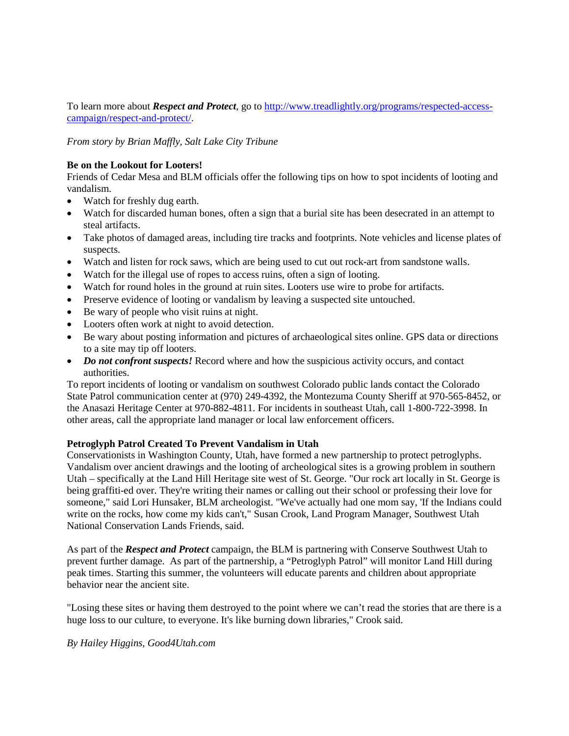To learn more about ***Respect and Protect***, go to [http://www.treadlightly.org/programs/respected-access-campaign/respect-and-protect/](http://www.treadlightly.org/programs/respected-access-campaign/respect-and-protect/).

*From story by Brian Maffly, Salt Lake City Tribune*

**Be on the Lookout for Looters!**

Friends of Cedar Mesa and BLM officials offer the following tips on how to spot incidents of looting and vandalism.

- Watch for freshly dug earth.
- Watch for discarded human bones, often a sign that a burial site has been desecrated in an attempt to steal artifacts.
- Take photos of damaged areas, including tire tracks and footprints. Note vehicles and license plates of suspects.
- Watch and listen for rock saws, which are being used to cut out rock-art from sandstone walls.
- Watch for the illegal use of ropes to access ruins, often a sign of looting.
- Watch for round holes in the ground at ruin sites. Looters use wire to probe for artifacts.
- Preserve evidence of looting or vandalism by leaving a suspected site untouched.
- Be wary of people who visit ruins at night.
- Looters often work at night to avoid detection.
- Be wary about posting information and pictures of archaeological sites online. GPS data or directions to a site may tip off looters.
- ***Do not confront suspects!*** Record where and how the suspicious activity occurs, and contact authorities.

To report incidents of looting or vandalism on southwest Colorado public lands contact the Colorado State Patrol communication center at (970) 249-4392, the Montezuma County Sheriff at 970-565-8452, or the Anasazi Heritage Center at 970-882-4811. For incidents in southeast Utah, call 1-800-722-3998. In other areas, call the appropriate land manager or local law enforcement officers.

**Petroglyph Patrol Created To Prevent Vandalism in Utah**

Conservationists in Washington County, Utah, have formed a new partnership to protect petroglyphs. Vandalism over ancient drawings and the looting of archeological sites is a growing problem in southern Utah – specifically at the Land Hill Heritage site west of St. George. "Our rock art locally in St. George is being graffiti-ed over. They're writing their names or calling out their school or professing their love for someone," said Lori Hunsaker, BLM archeologist. "We've actually had one mom say, 'If the Indians could write on the rocks, how come my kids can't," Susan Crook, Land Program Manager, Southwest Utah National Conservation Lands Friends, said.

As part of the ***Respect and Protect*** campaign, the BLM is partnering with Conserve Southwest Utah to prevent further damage. As part of the partnership, a "Petroglyph Patrol" will monitor Land Hill during peak times. Starting this summer, the volunteers will educate parents and children about appropriate behavior near the ancient site.

"Losing these sites or having them destroyed to the point where we can't read the stories that are there is a huge loss to our culture, to everyone. It's like burning down libraries," Crook said.

*By Hailey Higgins, Good4Utah.com*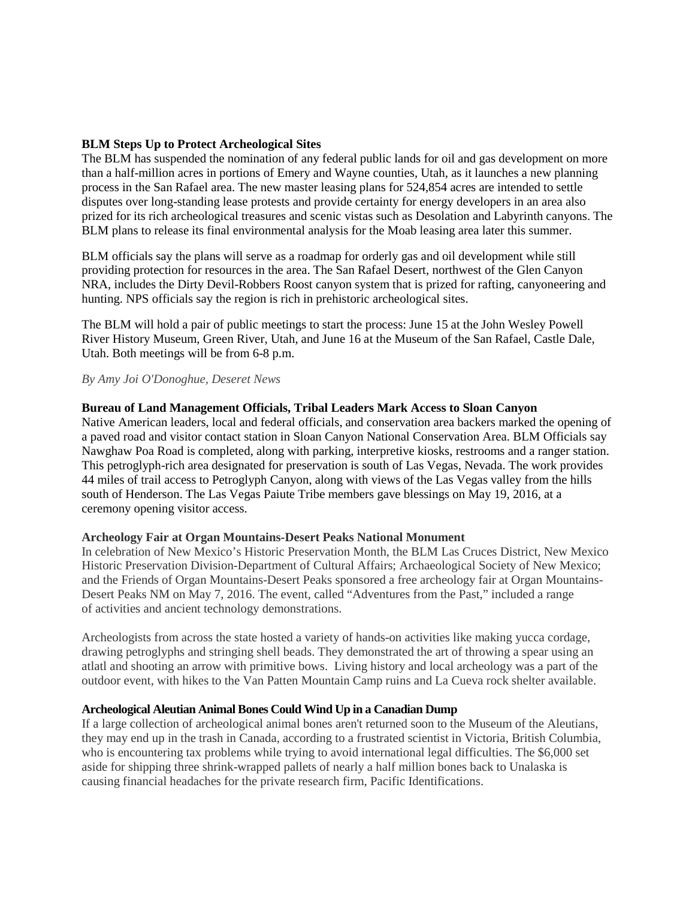**BLM Steps Up to Protect Archeological Sites**

The BLM has suspended the nomination of any federal public lands for oil and gas development on more than a half-million acres in portions of Emery and Wayne counties, Utah, as it launches a new planning process in the San Rafael area. The new master leasing plans for 524,854 acres are intended to settle disputes over long-standing lease protests and provide certainty for energy developers in an area also prized for its rich archeological treasures and scenic vistas such as Desolation and Labyrinth canyons. The BLM plans to release its final environmental analysis for the Moab leasing area later this summer.

BLM officials say the plans will serve as a roadmap for orderly gas and oil development while still providing protection for resources in the area. The San Rafael Desert, northwest of the Glen Canyon NRA, includes the Dirty Devil-Robbers Roost canyon system that is prized for rafting, canyoneering and hunting. NPS officials say the region is rich in prehistoric archeological sites.

The BLM will hold a pair of public meetings to start the process: June 15 at the John Wesley Powell River History Museum, Green River, Utah, and June 16 at the Museum of the San Rafael, Castle Dale, Utah. Both meetings will be from 6-8 p.m.

*By Amy Joi O'Donoghue, Deseret News*

**Bureau of Land Management Officials, Tribal Leaders Mark Access to Sloan Canyon**

Native American leaders, local and federal officials, and conservation area backers marked the opening of a paved road and visitor contact station in Sloan Canyon National Conservation Area. BLM Officials say Nawghaw Poa Road is completed, along with parking, interpretive kiosks, restrooms and a ranger station. This petroglyph-rich area designated for preservation is south of Las Vegas, Nevada. The work provides 44 miles of trail access to Petroglyph Canyon, along with views of the Las Vegas valley from the hills south of Henderson. The Las Vegas Paiute Tribe members gave blessings on May 19, 2016, at a ceremony opening visitor access.

**Archeology Fair at Organ Mountains-Desert Peaks National Monument**

In celebration of New Mexico's Historic Preservation Month, the BLM Las Cruces District, New Mexico Historic Preservation Division-Department of Cultural Affairs; Archaeological Society of New Mexico; and the Friends of Organ Mountains-Desert Peaks sponsored a free archeology fair at Organ Mountains-Desert Peaks NM on May 7, 2016. The event, called "Adventures from the Past," included a range of activities and ancient technology demonstrations.

Archeologists from across the state hosted a variety of hands-on activities like making yucca cordage, drawing petroglyphs and stringing shell beads. They demonstrated the art of throwing a spear using an atlatl and shooting an arrow with primitive bows. Living history and local archeology was a part of the outdoor event, with hikes to the Van Patten Mountain Camp ruins and La Cueva rock shelter available.

**Archeological Aleutian Animal Bones Could Wind Up in a Canadian Dump**

If a large collection of archeological animal bones aren't returned soon to the Museum of the Aleutians, they may end up in the trash in Canada, according to a frustrated scientist in Victoria, British Columbia, who is encountering tax problems while trying to avoid international legal difficulties. The $6,000 set aside for shipping three shrink-wrapped pallets of nearly a half million bones back to Unalaska is causing financial headaches for the private research firm, Pacific Identifications.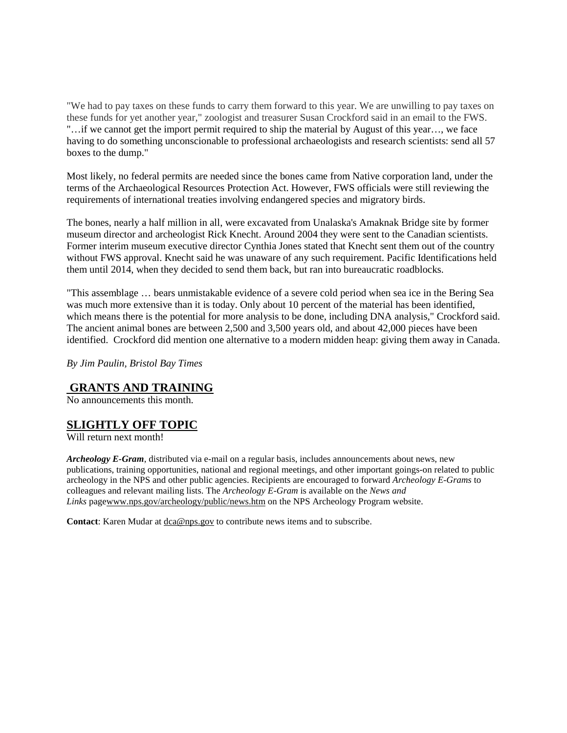"We had to pay taxes on these funds to carry them forward to this year. We are unwilling to pay taxes on these funds for yet another year," zoologist and treasurer Susan Crockford said in an email to the FWS. "…if we cannot get the import permit required to ship the material by August of this year…, we face having to do something unconscionable to professional archaeologists and research scientists: send all 57 boxes to the dump."

Most likely, no federal permits are needed since the bones came from Native corporation land, under the terms of the Archaeological Resources Protection Act. However, FWS officials were still reviewing the requirements of international treaties involving endangered species and migratory birds.

The bones, nearly a half million in all, were excavated from Unalaska's Amaknak Bridge site by former museum director and archeologist Rick Knecht. Around 2004 they were sent to the Canadian scientists. Former interim museum executive director Cynthia Jones stated that Knecht sent them out of the country without FWS approval. Knecht said he was unaware of any such requirement. Pacific Identifications held them until 2014, when they decided to send them back, but ran into bureaucratic roadblocks.

"This assemblage … bears unmistakable evidence of a severe cold period when sea ice in the Bering Sea was much more extensive than it is today. Only about 10 percent of the material has been identified, which means there is the potential for more analysis to be done, including DNA analysis," Crockford said. The ancient animal bones are between 2,500 and 3,500 years old, and about 42,000 pieces have been identified. Crockford did mention one alternative to a modern midden heap: giving them away in Canada.

*By Jim Paulin, Bristol Bay Times*

## GRANTS AND TRAINING

No announcements this month.

## SLIGHTLY OFF TOPIC

Will return next month!

***Archeology E-Gram***, distributed via e-mail on a regular basis, includes announcements about news, new publications, training opportunities, national and regional meetings, and other important goings-on related to public archeology in the NPS and other public agencies. Recipients are encouraged to forward *Archeology E-Grams* to colleagues and relevant mailing lists. The *Archeology E-Gram* is available on the *News and Links* pagewww.nps.gov/archeology/public/news.htm on the NPS Archeology Program website.

**Contact**: Karen Mudar at dca@nps.gov to contribute news items and to subscribe.